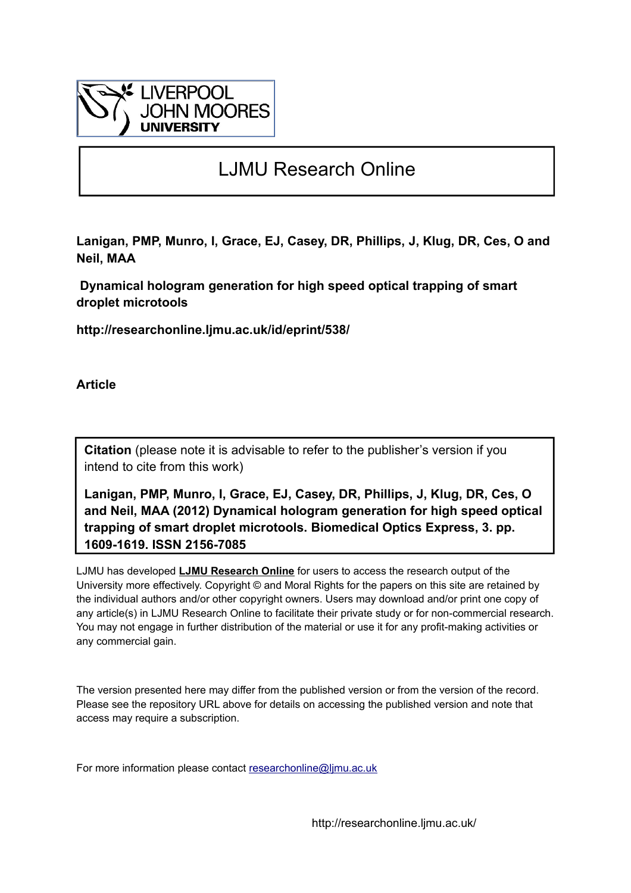LIVERPOOL JOHN MOORES UNIVERSITY

# LJMU Research Online

**Lanigan, PMP, Munro, I, Grace, EJ, Casey, DR, Phillips, J, Klug, DR, Ces, O and Neil, MAA**

**Dynamical hologram generation for high speed optical trapping of smart droplet microtools**

**http://researchonline.ljmu.ac.uk/id/eprint/538/**

**Article**

**Citation** (please note it is advisable to refer to the publisher's version if you intend to cite from this work)

**Lanigan, PMP, Munro, I, Grace, EJ, Casey, DR, Phillips, J, Klug, DR, Ces, O and Neil, MAA (2012) Dynamical hologram generation for high speed optical trapping of smart droplet microtools. Biomedical Optics Express, 3. pp. 1609-1619. ISSN 2156-7085**

LJMU has developed **LJMU Research Online** for users to access the research output of the University more effectively. Copyright © and Moral Rights for the papers on this site are retained by the individual authors and/or other copyright owners. Users may download and/or print one copy of any article(s) in LJMU Research Online to facilitate their private study or for non-commercial research. You may not engage in further distribution of the material or use it for any profit-making activities or any commercial gain.

The version presented here may differ from the published version or from the version of the record. Please see the repository URL above for details on accessing the published version and note that access may require a subscription.

For more information please contact researchonline@ljmu.ac.uk

http://researchonline.ljmu.ac.uk/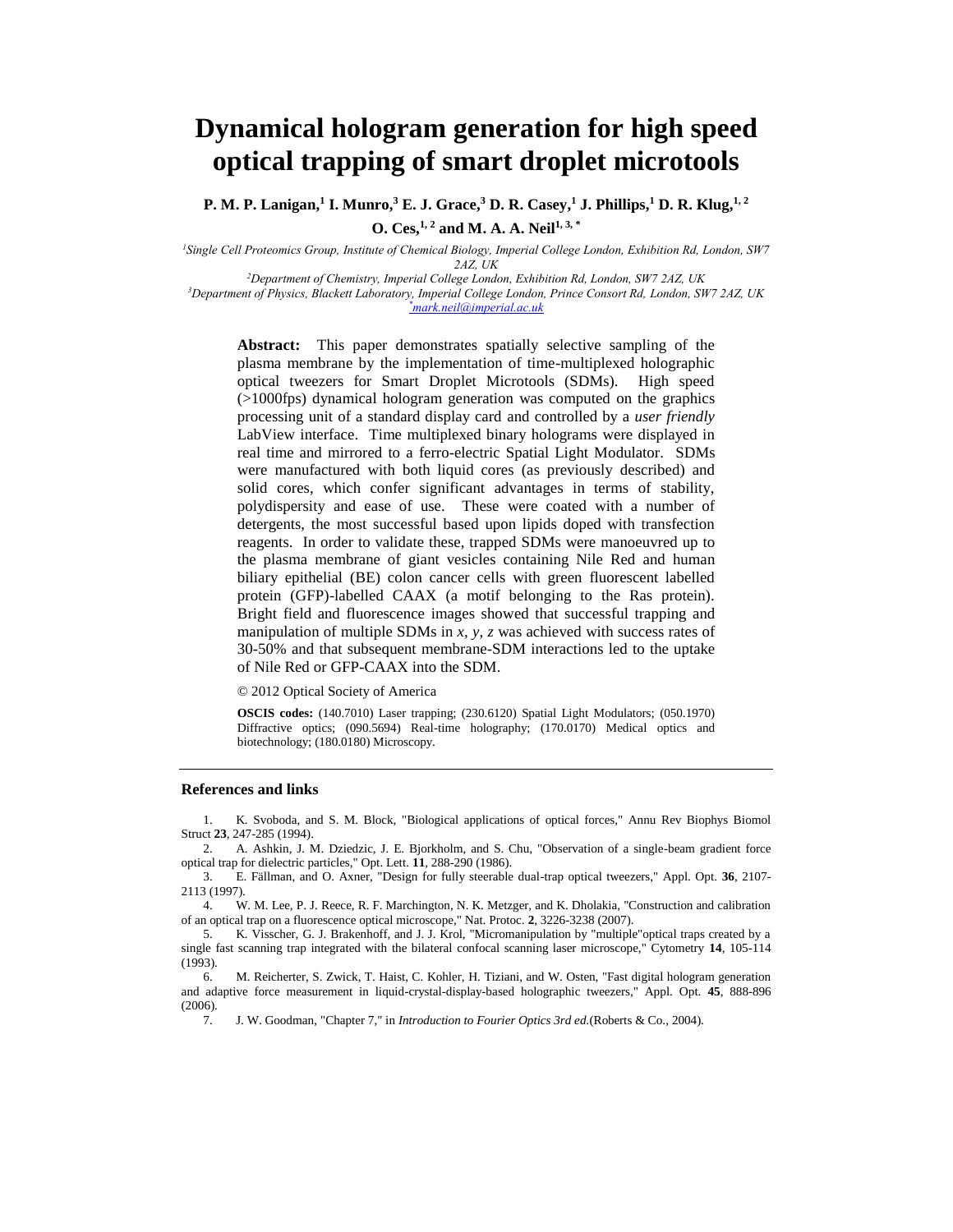# Dynamical hologram generation for high speed optical trapping of smart droplet microtools

**P. M. P. Lanigan,[1] I. Munro,[3] E. J. Grace,[3] D. R. Casey,[1] J. Phillips,[1] D. R. Klug,[1, 2] O. Ces,[1, 2] and M. A. A. Neil[1, 3, *]**

[1]*Single Cell Proteomics Group, Institute of Chemical Biology, Imperial College London, Exhibition Rd, London, SW7 2AZ, UK*
[2]*Department of Chemistry, Imperial College London, Exhibition Rd, London, SW7 2AZ, UK*
[3]*Department of Physics, Blackett Laboratory, Imperial College London, Prince Consort Rd, London, SW7 2AZ, UK*
[*]*mark.neil@imperial.ac.uk*

**Abstract:** This paper demonstrates spatially selective sampling of the plasma membrane by the implementation of time-multiplexed holographic optical tweezers for Smart Droplet Microtools (SDMs). High speed (>1000fps) dynamical hologram generation was computed on the graphics processing unit of a standard display card and controlled by a *user friendly* LabView interface. Time multiplexed binary holograms were displayed in real time and mirrored to a ferro-electric Spatial Light Modulator. SDMs were manufactured with both liquid cores (as previously described) and solid cores, which confer significant advantages in terms of stability, polydispersity and ease of use. These were coated with a number of detergents, the most successful based upon lipids doped with transfection reagents. In order to validate these, trapped SDMs were manoeuvred up to the plasma membrane of giant vesicles containing Nile Red and human biliary epithelial (BE) colon cancer cells with green fluorescent labelled protein (GFP)-labelled CAAX (a motif belonging to the Ras protein). Bright field and fluorescence images showed that successful trapping and manipulation of multiple SDMs in *x*, *y*, *z* was achieved with success rates of 30-50% and that subsequent membrane-SDM interactions led to the uptake of Nile Red or GFP-CAAX into the SDM.

© 2012 Optical Society of America

**OSCIS codes:** (140.7010) Laser trapping; (230.6120) Spatial Light Modulators; (050.1970) Diffractive optics; (090.5694) Real-time holography; (170.0170) Medical optics and biotechnology; (180.0180) Microscopy.

## References and links

1. K. Svoboda, and S. M. Block, "Biological applications of optical forces," Annu Rev Biophys Biomol Struct **23**, 247-285 (1994).
2. A. Ashkin, J. M. Dziedzic, J. E. Bjorkholm, and S. Chu, "Observation of a single-beam gradient force optical trap for dielectric particles," Opt. Lett. **11**, 288-290 (1986).
3. E. Fällman, and O. Axner, "Design for fully steerable dual-trap optical tweezers," Appl. Opt. **36**, 2107-2113 (1997).
4. W. M. Lee, P. J. Reece, R. F. Marchington, N. K. Metzger, and K. Dholakia, "Construction and calibration of an optical trap on a fluorescence optical microscope," Nat. Protoc. **2**, 3226-3238 (2007).
5. K. Visscher, G. J. Brakenhoff, and J. J. Krol, "Micromanipulation by "multiple"optical traps created by a single fast scanning trap integrated with the bilateral confocal scanning laser microscope," Cytometry **14**, 105-114 (1993).
6. M. Reicherter, S. Zwick, T. Haist, C. Kohler, H. Tiziani, and W. Osten, "Fast digital hologram generation and adaptive force measurement in liquid-crystal-display-based holographic tweezers," Appl. Opt. **45**, 888-896 (2006).
7. J. W. Goodman, "Chapter 7," in *Introduction to Fourier Optics 3rd ed.*(Roberts & Co., 2004).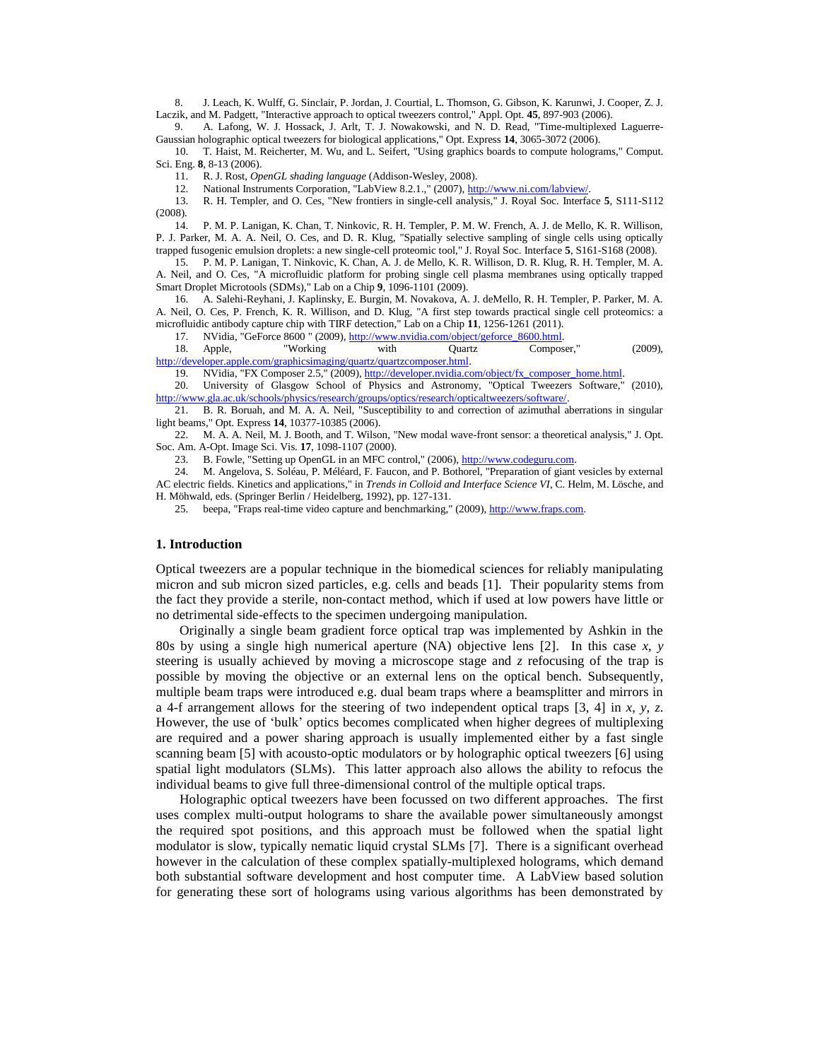8. J. Leach, K. Wulff, G. Sinclair, P. Jordan, J. Courtial, L. Thomson, G. Gibson, K. Karunwi, J. Cooper, Z. J. Laczik, and M. Padgett, "Interactive approach to optical tweezers control," Appl. Opt. **45**, 897-903 (2006).

9. A. Lafong, W. J. Hossack, J. Arlt, T. J. Nowakowski, and N. D. Read, "Time-multiplexed Laguerre-Gaussian holographic optical tweezers for biological applications," Opt. Express **14**, 3065-3072 (2006).

10. T. Haist, M. Reicherter, M. Wu, and L. Seifert, "Using graphics boards to compute holograms," Comput. Sci. Eng. **8**, 8-13 (2006).

11. R. J. Rost, *OpenGL shading language* (Addison-Wesley, 2008).

12. National Instruments Corporation, "LabView 8.2.1.," (2007), http://www.ni.com/labview/.

13. R. H. Templer, and O. Ces, "New frontiers in single-cell analysis," J. Royal Soc. Interface **5**, S111-S112 (2008).

14. P. M. P. Lanigan, K. Chan, T. Ninkovic, R. H. Templer, P. M. W. French, A. J. de Mello, K. R. Willison, P. J. Parker, M. A. A. Neil, O. Ces, and D. R. Klug, "Spatially selective sampling of single cells using optically trapped fusogenic emulsion droplets: a new single-cell proteomic tool," J. Royal Soc. Interface **5**, S161-S168 (2008).

15. P. M. P. Lanigan, T. Ninkovic, K. Chan, A. J. de Mello, K. R. Willison, D. R. Klug, R. H. Templer, M. A. A. Neil, and O. Ces, "A microfluidic platform for probing single cell plasma membranes using optically trapped Smart Droplet Microtools (SDMs)," Lab on a Chip **9**, 1096-1101 (2009).

16. A. Salehi-Reyhani, J. Kaplinsky, E. Burgin, M. Novakova, A. J. deMello, R. H. Templer, P. Parker, M. A. A. Neil, O. Ces, P. French, K. R. Willison, and D. Klug, "A first step towards practical single cell proteomics: a microfluidic antibody capture chip with TIRF detection," Lab on a Chip **11**, 1256-1261 (2011).

17. NVidia, "GeForce 8600 " (2009), http://www.nvidia.com/object/geforce_8600.html.

18. Apple, "Working with Quartz Composer," (2009), http://developer.apple.com/graphicsimaging/quartz/quartzcomposer.html.

19. NVidia, "FX Composer 2.5," (2009), http://developer.nvidia.com/object/fx_composer_home.html.

20. University of Glasgow School of Physics and Astronomy, "Optical Tweezers Software," (2010), http://www.gla.ac.uk/schools/physics/research/groups/optics/research/opticaltweezers/software/.

21. B. R. Boruah, and M. A. A. Neil, "Susceptibility to and correction of azimuthal aberrations in singular light beams," Opt. Express **14**, 10377-10385 (2006).

22. M. A. A. Neil, M. J. Booth, and T. Wilson, "New modal wave-front sensor: a theoretical analysis," J. Opt. Soc. Am. A-Opt. Image Sci. Vis. **17**, 1098-1107 (2000).

23. B. Fowle, "Setting up OpenGL in an MFC control," (2006), http://www.codeguru.com.

24. M. Angelova, S. Soléau, P. Méléard, F. Faucon, and P. Bothorel, "Preparation of giant vesicles by external AC electric fields. Kinetics and applications," in *Trends in Colloid and Interface Science VI*, C. Helm, M. Lösche, and H. Möhwald, eds. (Springer Berlin / Heidelberg, 1992), pp. 127-131.

25. beepa, "Fraps real-time video capture and benchmarking," (2009), http://www.fraps.com.

## 1. Introduction

Optical tweezers are a popular technique in the biomedical sciences for reliably manipulating micron and sub micron sized particles, e.g. cells and beads [1]. Their popularity stems from the fact they provide a sterile, non-contact method, which if used at low powers have little or no detrimental side-effects to the specimen undergoing manipulation.

Originally a single beam gradient force optical trap was implemented by Ashkin in the 80s by using a single high numerical aperture (NA) objective lens [2]. In this case $x$, $y$ steering is usually achieved by moving a microscope stage and $z$ refocusing of the trap is possible by moving the objective or an external lens on the optical bench. Subsequently, multiple beam traps were introduced e.g. dual beam traps where a beamsplitter and mirrors in a 4-f arrangement allows for the steering of two independent optical traps [3, 4] in $x$, $y$, $z$. However, the use of 'bulk' optics becomes complicated when higher degrees of multiplexing are required and a power sharing approach is usually implemented either by a fast single scanning beam [5] with acousto-optic modulators or by holographic optical tweezers [6] using spatial light modulators (SLMs). This latter approach also allows the ability to refocus the individual beams to give full three-dimensional control of the multiple optical traps.

Holographic optical tweezers have been focussed on two different approaches. The first uses complex multi-output holograms to share the available power simultaneously amongst the required spot positions, and this approach must be followed when the spatial light modulator is slow, typically nematic liquid crystal SLMs [7]. There is a significant overhead however in the calculation of these complex spatially-multiplexed holograms, which demand both substantial software development and host computer time. A LabView based solution for generating these sort of holograms using various algorithms has been demonstrated by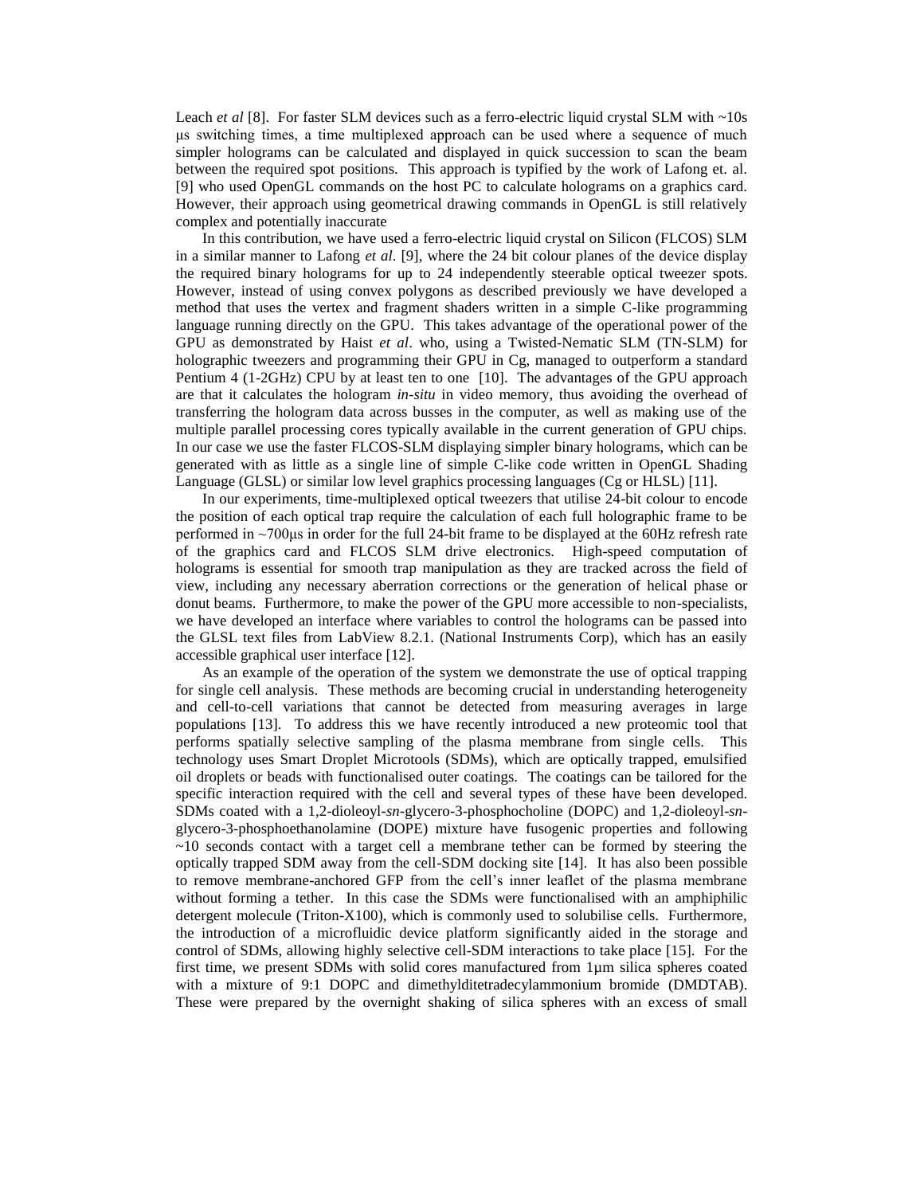Leach *et al* [8]. For faster SLM devices such as a ferro-electric liquid crystal SLM with ~10s μs switching times, a time multiplexed approach can be used where a sequence of much simpler holograms can be calculated and displayed in quick succession to scan the beam between the required spot positions. This approach is typified by the work of Lafong et. al. [9] who used OpenGL commands on the host PC to calculate holograms on a graphics card. However, their approach using geometrical drawing commands in OpenGL is still relatively complex and potentially inaccurate

In this contribution, we have used a ferro-electric liquid crystal on Silicon (FLCOS) SLM in a similar manner to Lafong *et al*. [9], where the 24 bit colour planes of the device display the required binary holograms for up to 24 independently steerable optical tweezer spots. However, instead of using convex polygons as described previously we have developed a method that uses the vertex and fragment shaders written in a simple C-like programming language running directly on the GPU. This takes advantage of the operational power of the GPU as demonstrated by Haist *et al*. who, using a Twisted-Nematic SLM (TN-SLM) for holographic tweezers and programming their GPU in Cg, managed to outperform a standard Pentium 4 (1-2GHz) CPU by at least ten to one [10]. The advantages of the GPU approach are that it calculates the hologram *in-situ* in video memory, thus avoiding the overhead of transferring the hologram data across busses in the computer, as well as making use of the multiple parallel processing cores typically available in the current generation of GPU chips. In our case we use the faster FLCOS-SLM displaying simpler binary holograms, which can be generated with as little as a single line of simple C-like code written in OpenGL Shading Language (GLSL) or similar low level graphics processing languages (Cg or HLSL) [11].

In our experiments, time-multiplexed optical tweezers that utilise 24-bit colour to encode the position of each optical trap require the calculation of each full holographic frame to be performed in ~700μs in order for the full 24-bit frame to be displayed at the 60Hz refresh rate of the graphics card and FLCOS SLM drive electronics. High-speed computation of holograms is essential for smooth trap manipulation as they are tracked across the field of view, including any necessary aberration corrections or the generation of helical phase or donut beams. Furthermore, to make the power of the GPU more accessible to non-specialists, we have developed an interface where variables to control the holograms can be passed into the GLSL text files from LabView 8.2.1. (National Instruments Corp), which has an easily accessible graphical user interface [12].

As an example of the operation of the system we demonstrate the use of optical trapping for single cell analysis. These methods are becoming crucial in understanding heterogeneity and cell-to-cell variations that cannot be detected from measuring averages in large populations [13]. To address this we have recently introduced a new proteomic tool that performs spatially selective sampling of the plasma membrane from single cells. This technology uses Smart Droplet Microtools (SDMs), which are optically trapped, emulsified oil droplets or beads with functionalised outer coatings. The coatings can be tailored for the specific interaction required with the cell and several types of these have been developed. SDMs coated with a 1,2-dioleoyl-*sn*-glycero-3-phosphocholine (DOPC) and 1,2-dioleoyl-*sn*-glycero-3-phosphoethanolamine (DOPE) mixture have fusogenic properties and following ~10 seconds contact with a target cell a membrane tether can be formed by steering the optically trapped SDM away from the cell-SDM docking site [14]. It has also been possible to remove membrane-anchored GFP from the cell's inner leaflet of the plasma membrane without forming a tether. In this case the SDMs were functionalised with an amphiphilic detergent molecule (Triton-X100), which is commonly used to solubilise cells. Furthermore, the introduction of a microfluidic device platform significantly aided in the storage and control of SDMs, allowing highly selective cell-SDM interactions to take place [15]. For the first time, we present SDMs with solid cores manufactured from 1μm silica spheres coated with a mixture of 9:1 DOPC and dimethylditetradecylammonium bromide (DMDTAB). These were prepared by the overnight shaking of silica spheres with an excess of small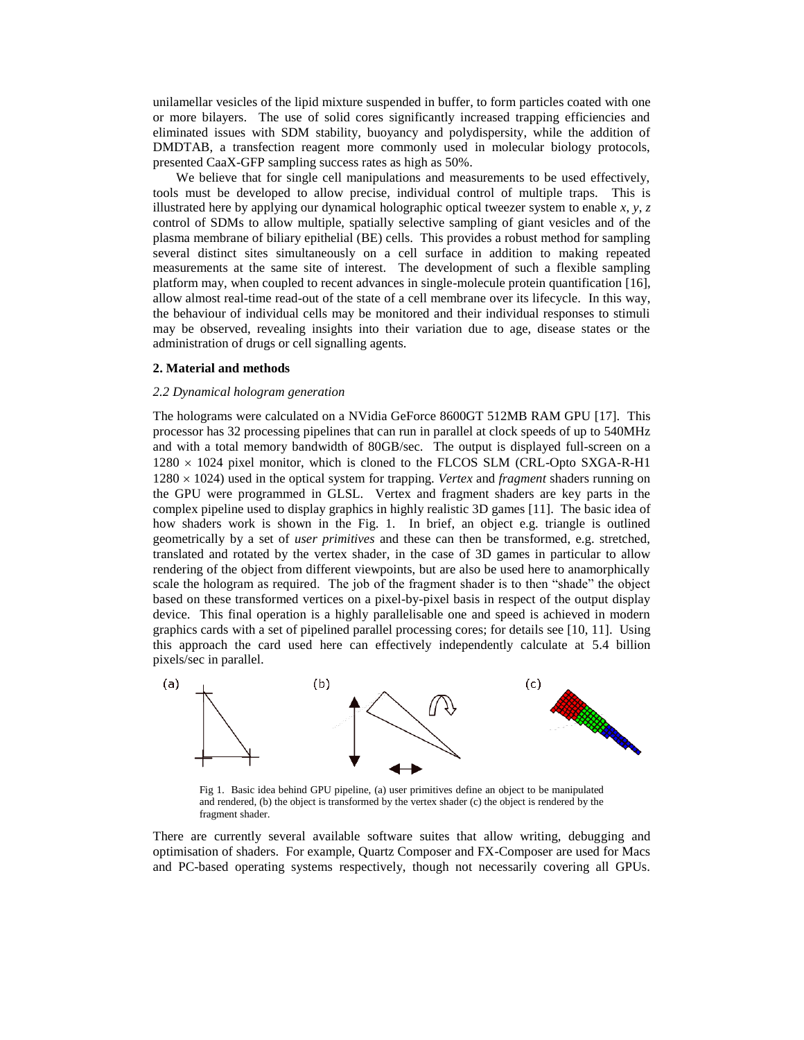unilamellar vesicles of the lipid mixture suspended in buffer, to form particles coated with one or more bilayers. The use of solid cores significantly increased trapping efficiencies and eliminated issues with SDM stability, buoyancy and polydispersity, while the addition of DMDTAB, a transfection reagent more commonly used in molecular biology protocols, presented CaaX-GFP sampling success rates as high as 50%.

We believe that for single cell manipulations and measurements to be used effectively, tools must be developed to allow precise, individual control of multiple traps. This is illustrated here by applying our dynamical holographic optical tweezer system to enable *x, y, z* control of SDMs to allow multiple, spatially selective sampling of giant vesicles and of the plasma membrane of biliary epithelial (BE) cells. This provides a robust method for sampling several distinct sites simultaneously on a cell surface in addition to making repeated measurements at the same site of interest. The development of such a flexible sampling platform may, when coupled to recent advances in single-molecule protein quantification [16], allow almost real-time read-out of the state of a cell membrane over its lifecycle. In this way, the behaviour of individual cells may be monitored and their individual responses to stimuli may be observed, revealing insights into their variation due to age, disease states or the administration of drugs or cell signalling agents.

## 2. Material and methods

### *2.2 Dynamical hologram generation*

The holograms were calculated on a NVidia GeForce 8600GT 512MB RAM GPU [17]. This processor has 32 processing pipelines that can run in parallel at clock speeds of up to 540MHz and with a total memory bandwidth of 80GB/sec. The output is displayed full-screen on a $1280 \times 1024$ pixel monitor, which is cloned to the FLCOS SLM (CRL-Opto SXGA-R-H1 $1280 \times 1024$) used in the optical system for trapping. *Vertex* and *fragment* shaders running on the GPU were programmed in GLSL. Vertex and fragment shaders are key parts in the complex pipeline used to display graphics in highly realistic 3D games [11]. The basic idea of how shaders work is shown in the Fig. 1. In brief, an object e.g. triangle is outlined geometrically by a set of *user primitives* and these can then be transformed, e.g. stretched, translated and rotated by the vertex shader, in the case of 3D games in particular to allow rendering of the object from different viewpoints, but are also be used here to anamorphically scale the hologram as required. The job of the fragment shader is to then "shade" the object based on these transformed vertices on a pixel-by-pixel basis in respect of the output display device. This final operation is a highly parallelisable one and speed is achieved in modern graphics cards with a set of pipelined parallel processing cores; for details see [10, 11]. Using this approach the card used here can effectively independently calculate at 5.4 billion pixels/sec in parallel.

Fig 1. Basic idea behind GPU pipeline, (a) user primitives define an object to be manipulated and rendered, (b) the object is transformed by the vertex shader (c) the object is rendered by the fragment shader.

There are currently several available software suites that allow writing, debugging and optimisation of shaders. For example, Quartz Composer and FX-Composer are used for Macs and PC-based operating systems respectively, though not necessarily covering all GPUs.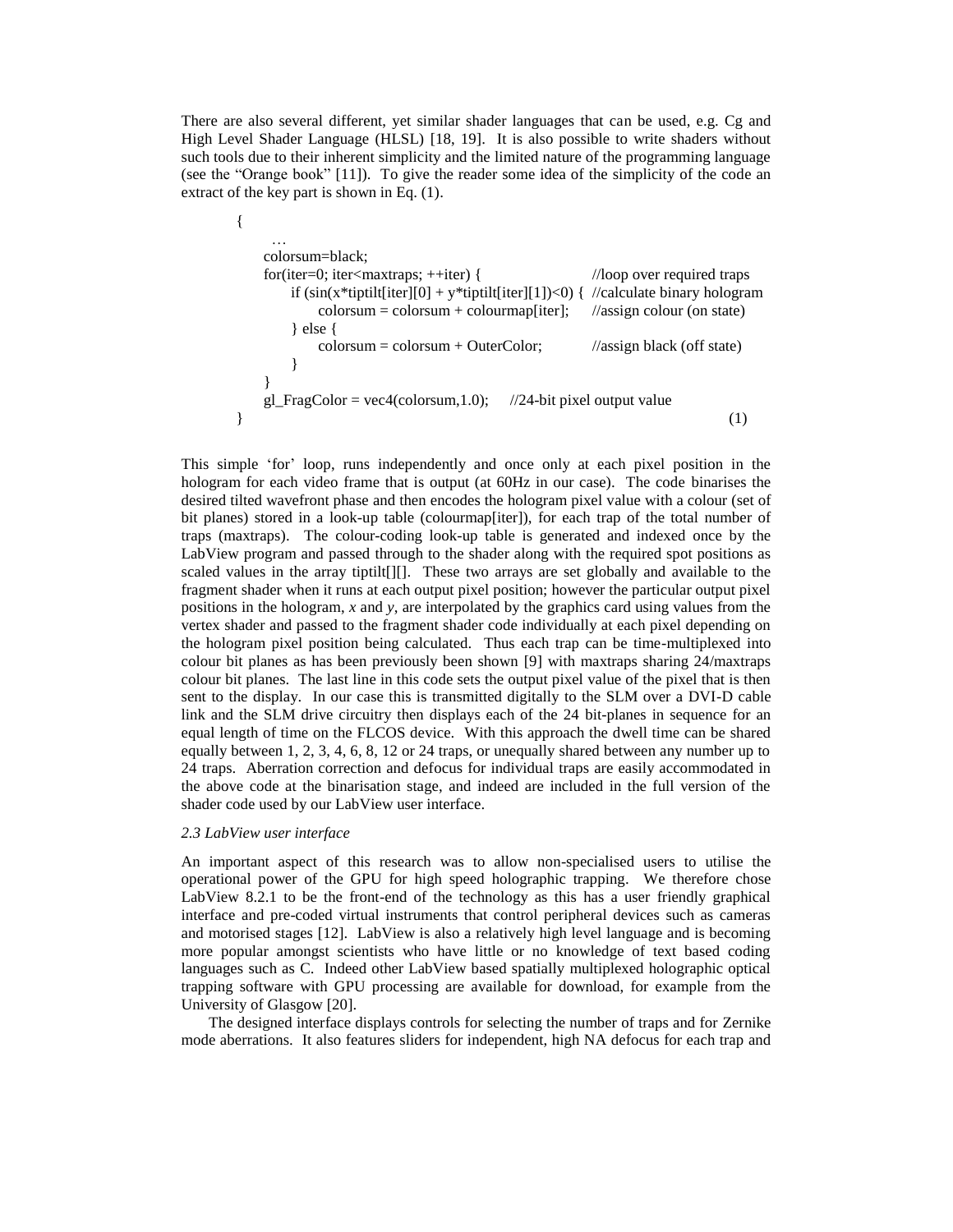There are also several different, yet similar shader languages that can be used, e.g. Cg and High Level Shader Language (HLSL) [18, 19]. It is also possible to write shaders without such tools due to their inherent simplicity and the limited nature of the programming language (see the "Orange book" [11]). To give the reader some idea of the simplicity of the code an extract of the key part is shown in Eq. (1).

```
{
    …
    colorsum=black;
    for(iter=0; iter<maxtraps; ++iter) {                        //loop over required traps
        if (sin(x*tiptilt[iter][0] + y*tiptilt[iter][1])<0) {   //calculate binary hologram
            colorsum = colorsum + colourmap[iter];              //assign colour (on state)
        } else {
            colorsum = colorsum + OuterColor;                   //assign black (off state)
        }
    }
    gl_FragColor = vec4(colorsum,1.0);      //24-bit pixel output value
}                                                                                    (1)
```

This simple 'for' loop, runs independently and once only at each pixel position in the hologram for each video frame that is output (at 60Hz in our case). The code binarises the desired tilted wavefront phase and then encodes the hologram pixel value with a colour (set of bit planes) stored in a look-up table (colourmap[iter]), for each trap of the total number of traps (maxtraps). The colour-coding look-up table is generated and indexed once by the LabView program and passed through to the shader along with the required spot positions as scaled values in the array tiptilt[][]. These two arrays are set globally and available to the fragment shader when it runs at each output pixel position; however the particular output pixel positions in the hologram, *x* and *y*, are interpolated by the graphics card using values from the vertex shader and passed to the fragment shader code individually at each pixel depending on the hologram pixel position being calculated. Thus each trap can be time-multiplexed into colour bit planes as has been previously been shown [9] with maxtraps sharing 24/maxtraps colour bit planes. The last line in this code sets the output pixel value of the pixel that is then sent to the display. In our case this is transmitted digitally to the SLM over a DVI-D cable link and the SLM drive circuitry then displays each of the 24 bit-planes in sequence for an equal length of time on the FLCOS device. With this approach the dwell time can be shared equally between 1, 2, 3, 4, 6, 8, 12 or 24 traps, or unequally shared between any number up to 24 traps. Aberration correction and defocus for individual traps are easily accommodated in the above code at the binarisation stage, and indeed are included in the full version of the shader code used by our LabView user interface.

### *2.3 LabView user interface*

An important aspect of this research was to allow non-specialised users to utilise the operational power of the GPU for high speed holographic trapping. We therefore chose LabView 8.2.1 to be the front-end of the technology as this has a user friendly graphical interface and pre-coded virtual instruments that control peripheral devices such as cameras and motorised stages [12]. LabView is also a relatively high level language and is becoming more popular amongst scientists who have little or no knowledge of text based coding languages such as C. Indeed other LabView based spatially multiplexed holographic optical trapping software with GPU processing are available for download, for example from the University of Glasgow [20].

The designed interface displays controls for selecting the number of traps and for Zernike mode aberrations. It also features sliders for independent, high NA defocus for each trap and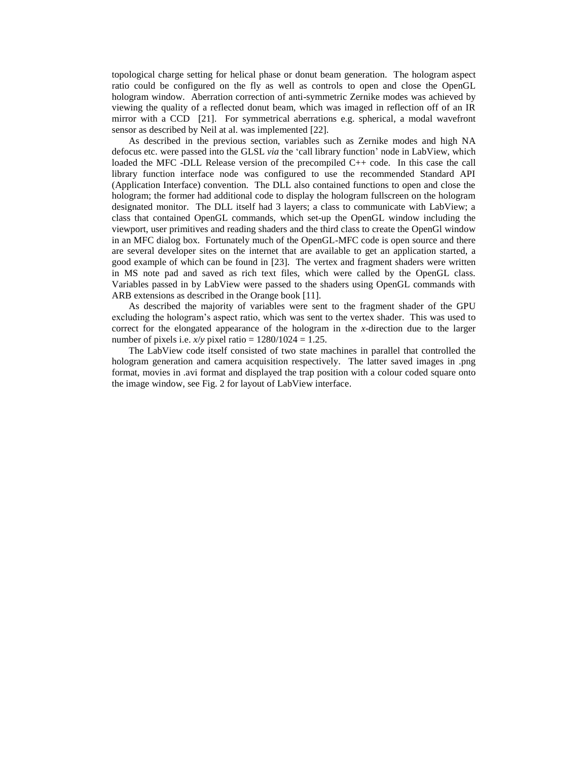topological charge setting for helical phase or donut beam generation. The hologram aspect ratio could be configured on the fly as well as controls to open and close the OpenGL hologram window. Aberration correction of anti-symmetric Zernike modes was achieved by viewing the quality of a reflected donut beam, which was imaged in reflection off of an IR mirror with a CCD [21]. For symmetrical aberrations e.g. spherical, a modal wavefront sensor as described by Neil at al. was implemented [22].

As described in the previous section, variables such as Zernike modes and high NA defocus etc. were passed into the GLSL *via* the 'call library function' node in LabView, which loaded the MFC -DLL Release version of the precompiled C++ code. In this case the call library function interface node was configured to use the recommended Standard API (Application Interface) convention. The DLL also contained functions to open and close the hologram; the former had additional code to display the hologram fullscreen on the hologram designated monitor. The DLL itself had 3 layers; a class to communicate with LabView; a class that contained OpenGL commands, which set-up the OpenGL window including the viewport, user primitives and reading shaders and the third class to create the OpenGl window in an MFC dialog box. Fortunately much of the OpenGL-MFC code is open source and there are several developer sites on the internet that are available to get an application started, a good example of which can be found in [23]. The vertex and fragment shaders were written in MS note pad and saved as rich text files, which were called by the OpenGL class. Variables passed in by LabView were passed to the shaders using OpenGL commands with ARB extensions as described in the Orange book [11].

As described the majority of variables were sent to the fragment shader of the GPU excluding the hologram's aspect ratio, which was sent to the vertex shader. This was used to correct for the elongated appearance of the hologram in the *x*-direction due to the larger number of pixels i.e. $x/y$ pixel ratio = 1280/1024 = 1.25.

The LabView code itself consisted of two state machines in parallel that controlled the hologram generation and camera acquisition respectively. The latter saved images in .png format, movies in .avi format and displayed the trap position with a colour coded square onto the image window, see Fig. 2 for layout of LabView interface.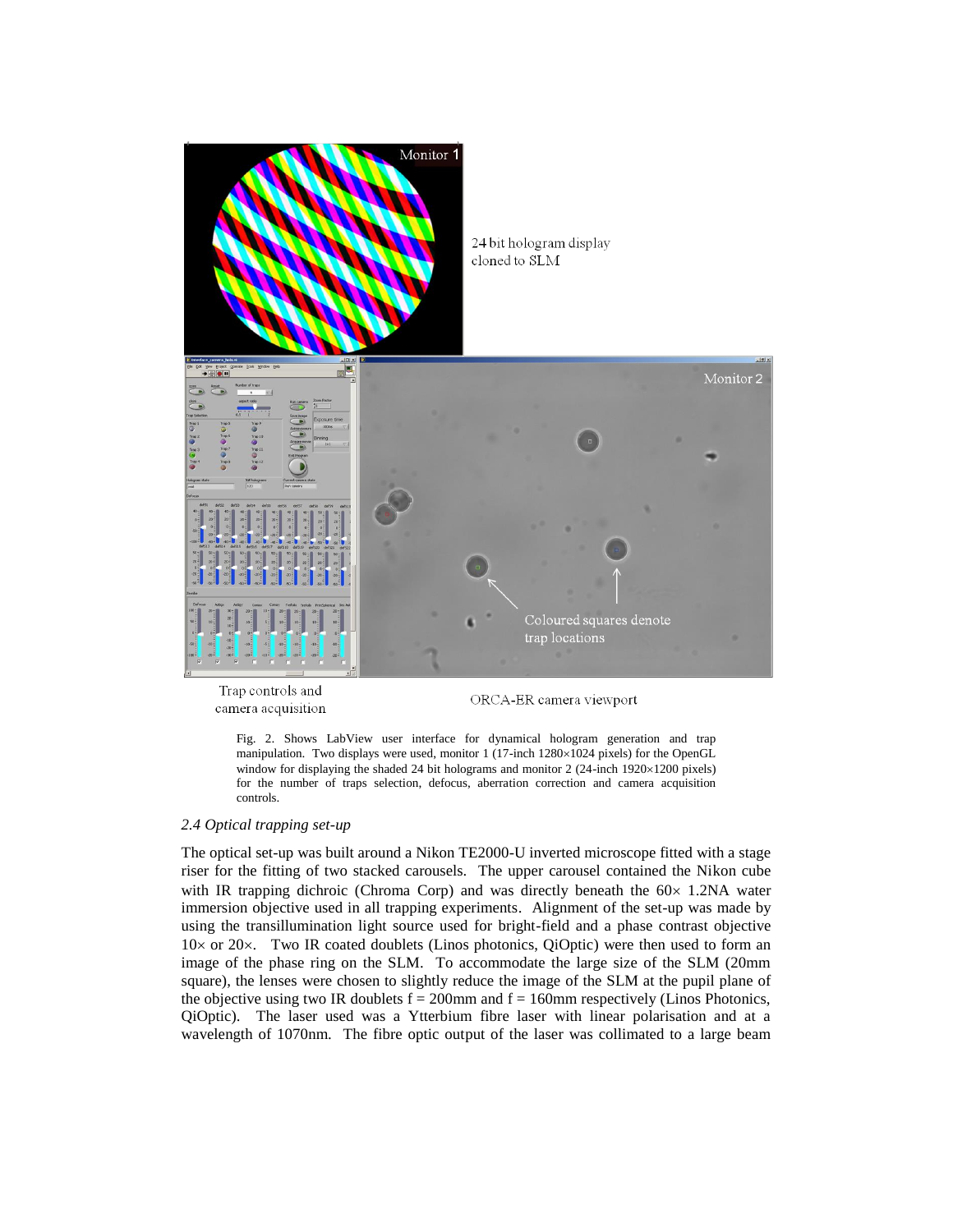Fig. 2. Shows LabView user interface for dynamical hologram generation and trap manipulation. Two displays were used, monitor 1 (17-inch 1280×1024 pixels) for the OpenGL window for displaying the shaded 24 bit holograms and monitor 2 (24-inch 1920×1200 pixels) for the number of traps selection, defocus, aberration correction and camera acquisition controls.

### *2.4 Optical trapping set-up*

The optical set-up was built around a Nikon TE2000-U inverted microscope fitted with a stage riser for the fitting of two stacked carousels. The upper carousel contained the Nikon cube with IR trapping dichroic (Chroma Corp) and was directly beneath the 60× 1.2NA water immersion objective used in all trapping experiments. Alignment of the set-up was made by using the transillumination light source used for bright-field and a phase contrast objective 10× or 20×. Two IR coated doublets (Linos photonics, QiOptic) were then used to form an image of the phase ring on the SLM. To accommodate the large size of the SLM (20mm square), the lenses were chosen to slightly reduce the image of the SLM at the pupil plane of the objective using two IR doublets f = 200mm and f = 160mm respectively (Linos Photonics, QiOptic). The laser used was a Ytterbium fibre laser with linear polarisation and at a wavelength of 1070nm. The fibre optic output of the laser was collimated to a large beam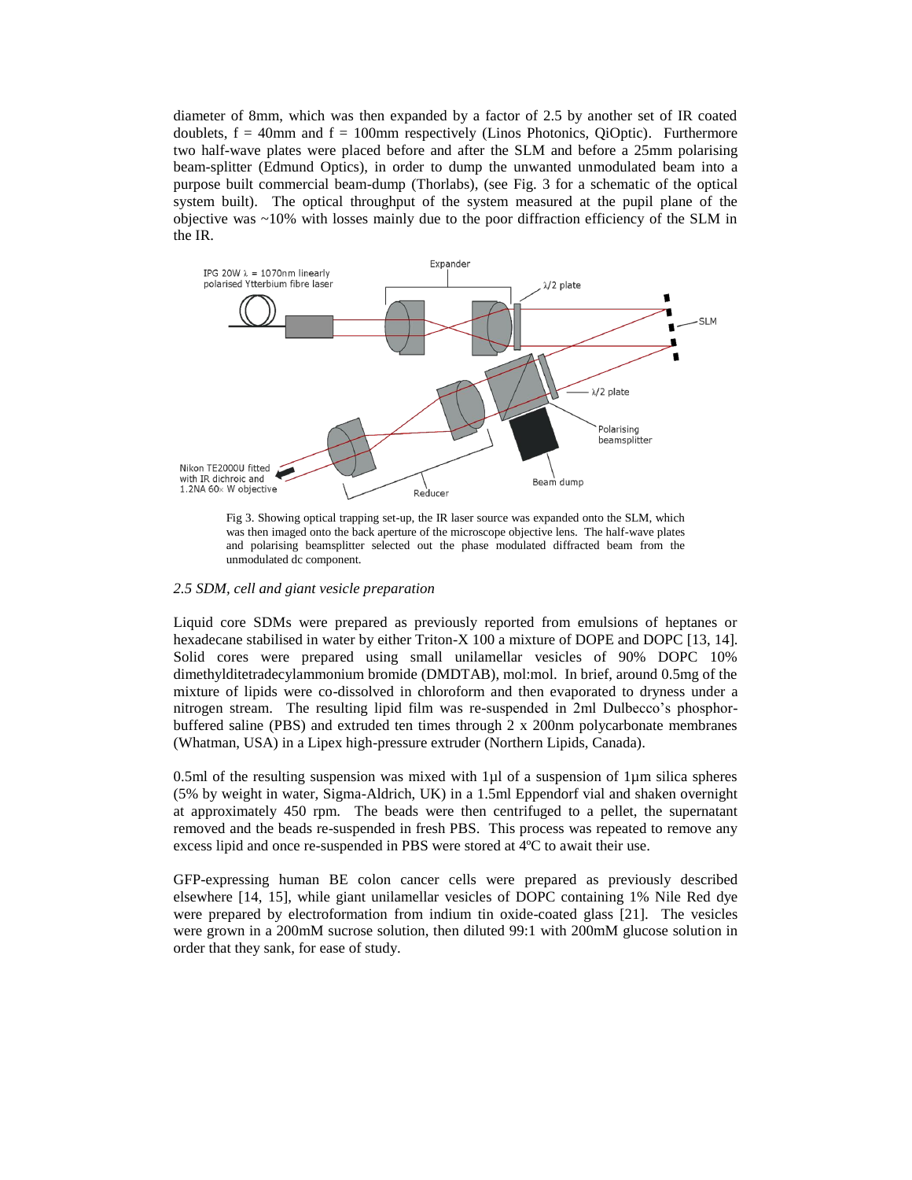diameter of 8mm, which was then expanded by a factor of 2.5 by another set of IR coated doublets, f = 40mm and f = 100mm respectively (Linos Photonics, QiOptic). Furthermore two half-wave plates were placed before and after the SLM and before a 25mm polarising beam-splitter (Edmund Optics), in order to dump the unwanted unmodulated beam into a purpose built commercial beam-dump (Thorlabs), (see Fig. 3 for a schematic of the optical system built). The optical throughput of the system measured at the pupil plane of the objective was ~10% with losses mainly due to the poor diffraction efficiency of the SLM in the IR.

Fig 3. Showing optical trapping set-up, the IR laser source was expanded onto the SLM, which was then imaged onto the back aperture of the microscope objective lens. The half-wave plates and polarising beamsplitter selected out the phase modulated diffracted beam from the unmodulated dc component.

*2.5 SDM, cell and giant vesicle preparation*

Liquid core SDMs were prepared as previously reported from emulsions of heptanes or hexadecane stabilised in water by either Triton-X 100 a mixture of DOPE and DOPC [13, 14]. Solid cores were prepared using small unilamellar vesicles of 90% DOPC 10% dimethylditetradecylammonium bromide (DMDTAB), mol:mol. In brief, around 0.5mg of the mixture of lipids were co-dissolved in chloroform and then evaporated to dryness under a nitrogen stream. The resulting lipid film was re-suspended in 2ml Dulbecco's phosphor-buffered saline (PBS) and extruded ten times through 2 x 200nm polycarbonate membranes (Whatman, USA) in a Lipex high-pressure extruder (Northern Lipids, Canada).

0.5ml of the resulting suspension was mixed with 1µl of a suspension of 1µm silica spheres (5% by weight in water, Sigma-Aldrich, UK) in a 1.5ml Eppendorf vial and shaken overnight at approximately 450 rpm. The beads were then centrifuged to a pellet, the supernatant removed and the beads re-suspended in fresh PBS. This process was repeated to remove any excess lipid and once re-suspended in PBS were stored at 4ºC to await their use.

GFP-expressing human BE colon cancer cells were prepared as previously described elsewhere [14, 15], while giant unilamellar vesicles of DOPC containing 1% Nile Red dye were prepared by electroformation from indium tin oxide-coated glass [21]. The vesicles were grown in a 200mM sucrose solution, then diluted 99:1 with 200mM glucose solution in order that they sank, for ease of study.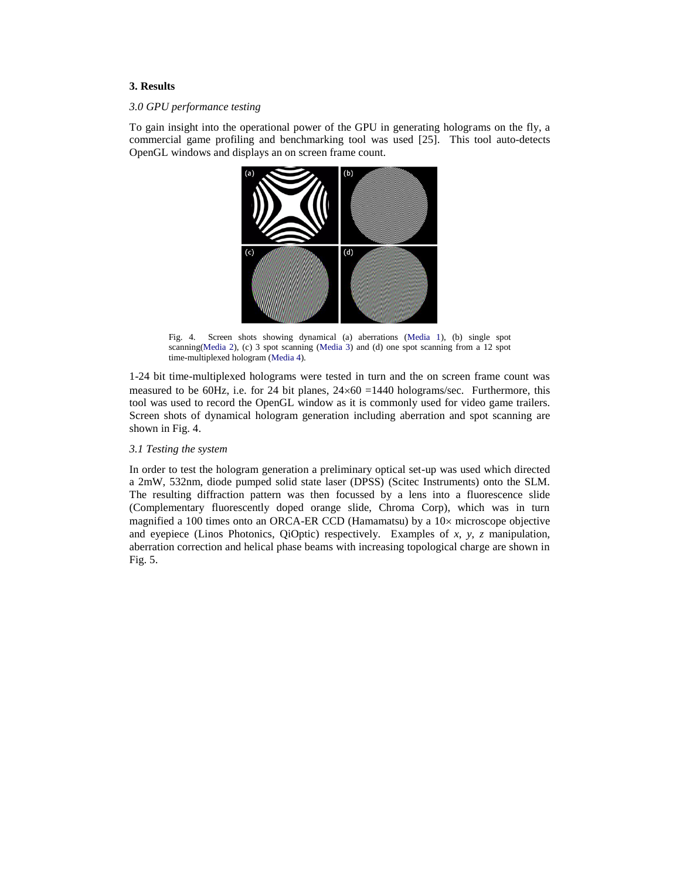## 3. Results

### *3.0 GPU performance testing*

To gain insight into the operational power of the GPU in generating holograms on the fly, a commercial game profiling and benchmarking tool was used [25]. This tool auto-detects OpenGL windows and displays an on screen frame count.

Fig. 4. Screen shots showing dynamical (a) aberrations (Media 1), (b) single spot scanning(Media 2), (c) 3 spot scanning (Media 3) and (d) one spot scanning from a 12 spot time-multiplexed hologram (Media 4).

1-24 bit time-multiplexed holograms were tested in turn and the on screen frame count was measured to be 60Hz, i.e. for 24 bit planes, $24 \times 60 = 1440$ holograms/sec. Furthermore, this tool was used to record the OpenGL window as it is commonly used for video game trailers. Screen shots of dynamical hologram generation including aberration and spot scanning are shown in Fig. 4.

### *3.1 Testing the system*

In order to test the hologram generation a preliminary optical set-up was used which directed a 2mW, 532nm, diode pumped solid state laser (DPSS) (Scitec Instruments) onto the SLM. The resulting diffraction pattern was then focussed by a lens into a fluorescence slide (Complementary fluorescently doped orange slide, Chroma Corp), which was in turn magnified a 100 times onto an ORCA-ER CCD (Hamamatsu) by a 10× microscope objective and eyepiece (Linos Photonics, QiOptic) respectively. Examples of $x$, $y$, $z$ manipulation, aberration correction and helical phase beams with increasing topological charge are shown in Fig. 5.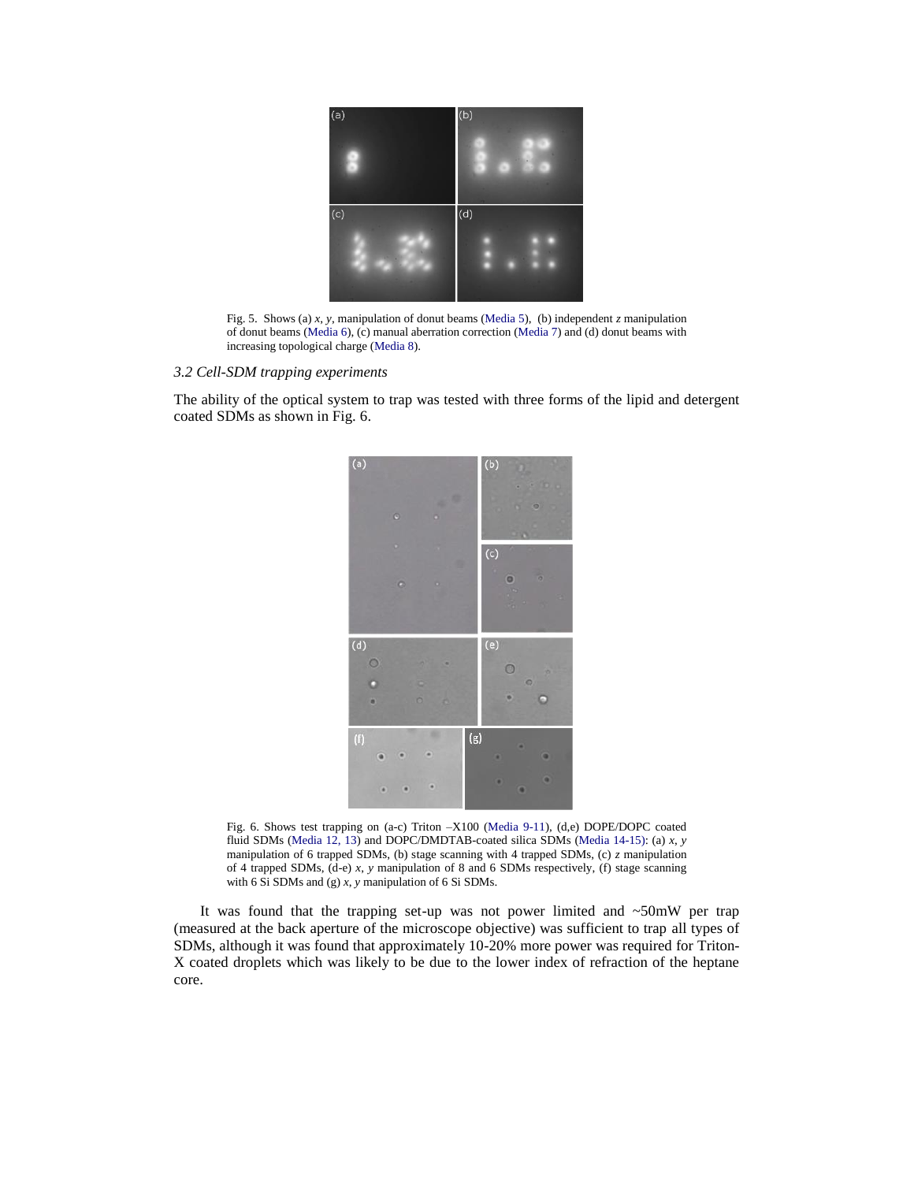Fig. 5. Shows (a) *x*, *y*, manipulation of donut beams (Media 5), (b) independent *z* manipulation of donut beams (Media 6), (c) manual aberration correction (Media 7) and (d) donut beams with increasing topological charge (Media 8).

### *3.2 Cell-SDM trapping experiments*

The ability of the optical system to trap was tested with three forms of the lipid and detergent coated SDMs as shown in Fig. 6.

Fig. 6. Shows test trapping on (a-c) Triton –X100 (Media 9-11), (d,e) DOPE/DOPC coated fluid SDMs (Media 12, 13) and DOPC/DMDTAB-coated silica SDMs (Media 14-15): (a) *x*, *y* manipulation of 6 trapped SDMs, (b) stage scanning with 4 trapped SDMs, (c) *z* manipulation of 4 trapped SDMs, (d-e) *x*, *y* manipulation of 8 and 6 SDMs respectively, (f) stage scanning with 6 Si SDMs and (g) *x*, *y* manipulation of 6 Si SDMs.

It was found that the trapping set-up was not power limited and ~50mW per trap (measured at the back aperture of the microscope objective) was sufficient to trap all types of SDMs, although it was found that approximately 10-20% more power was required for Triton-X coated droplets which was likely to be due to the lower index of refraction of the heptane core.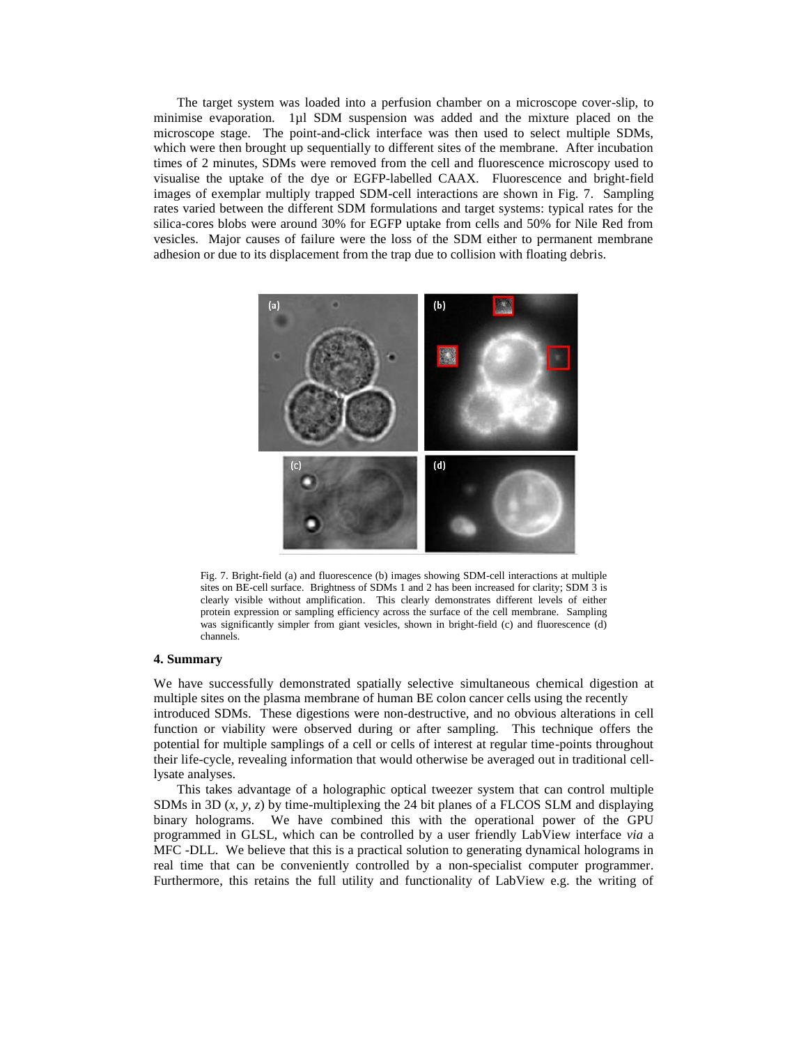The target system was loaded into a perfusion chamber on a microscope cover-slip, to minimise evaporation. 1µl SDM suspension was added and the mixture placed on the microscope stage. The point-and-click interface was then used to select multiple SDMs, which were then brought up sequentially to different sites of the membrane. After incubation times of 2 minutes, SDMs were removed from the cell and fluorescence microscopy used to visualise the uptake of the dye or EGFP-labelled CAAX. Fluorescence and bright-field images of exemplar multiply trapped SDM-cell interactions are shown in Fig. 7. Sampling rates varied between the different SDM formulations and target systems: typical rates for the silica-cores blobs were around 30% for EGFP uptake from cells and 50% for Nile Red from vesicles. Major causes of failure were the loss of the SDM either to permanent membrane adhesion or due to its displacement from the trap due to collision with floating debris.

Fig. 7. Bright-field (a) and fluorescence (b) images showing SDM-cell interactions at multiple sites on BE-cell surface. Brightness of SDMs 1 and 2 has been increased for clarity; SDM 3 is clearly visible without amplification. This clearly demonstrates different levels of either protein expression or sampling efficiency across the surface of the cell membrane. Sampling was significantly simpler from giant vesicles, shown in bright-field (c) and fluorescence (d) channels.

**4. Summary**

We have successfully demonstrated spatially selective simultaneous chemical digestion at multiple sites on the plasma membrane of human BE colon cancer cells using the recently introduced SDMs. These digestions were non-destructive, and no obvious alterations in cell function or viability were observed during or after sampling. This technique offers the potential for multiple samplings of a cell or cells of interest at regular time-points throughout their life-cycle, revealing information that would otherwise be averaged out in traditional cell-lysate analyses.

This takes advantage of a holographic optical tweezer system that can control multiple SDMs in 3D ($x$, $y$, $z$) by time-multiplexing the 24 bit planes of a FLCOS SLM and displaying binary holograms. We have combined this with the operational power of the GPU programmed in GLSL, which can be controlled by a user friendly LabView interface *via* a MFC -DLL. We believe that this is a practical solution to generating dynamical holograms in real time that can be conveniently controlled by a non-specialist computer programmer. Furthermore, this retains the full utility and functionality of LabView e.g. the writing of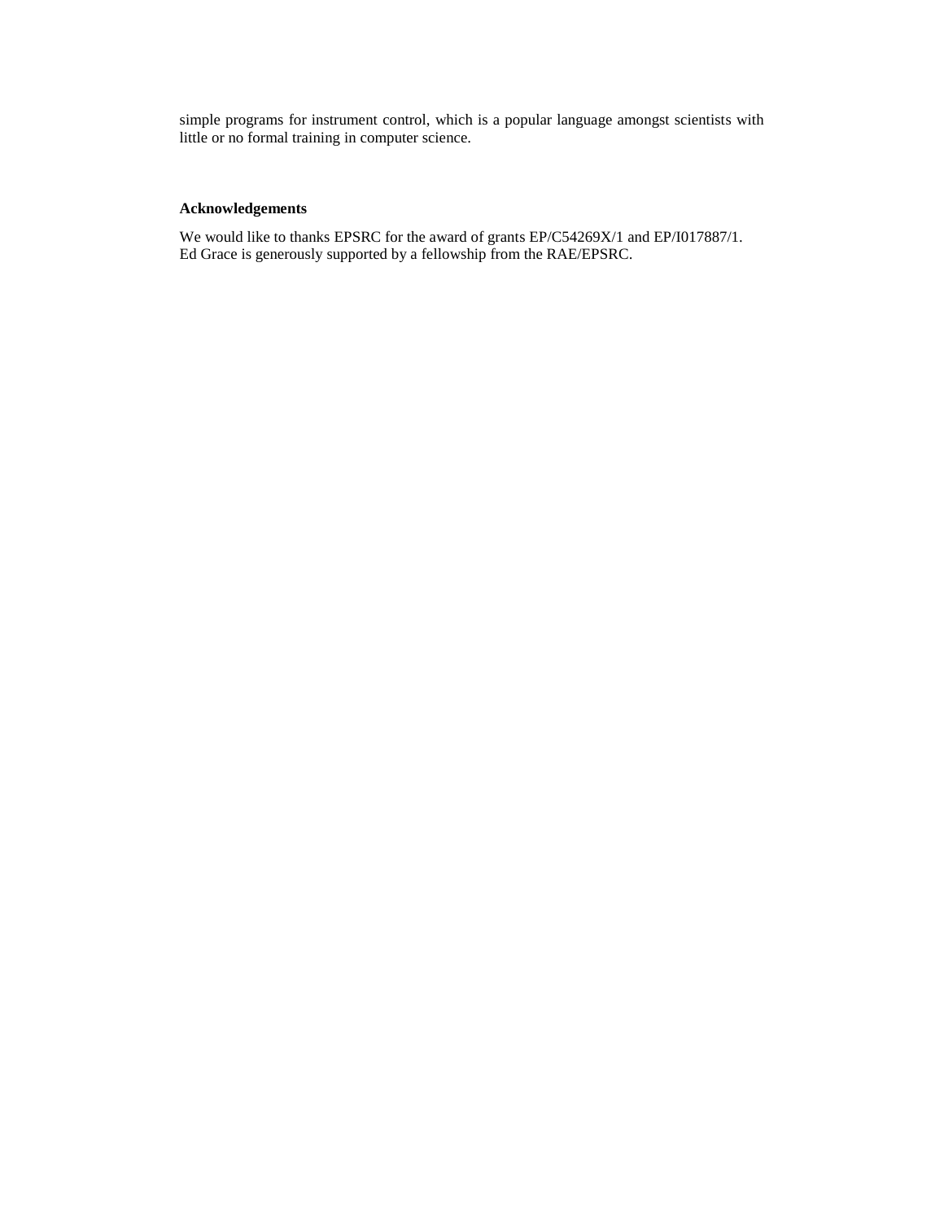simple programs for instrument control, which is a popular language amongst scientists with little or no formal training in computer science.

### Acknowledgements

We would like to thanks EPSRC for the award of grants EP/C54269X/1 and EP/I017887/1. Ed Grace is generously supported by a fellowship from the RAE/EPSRC.